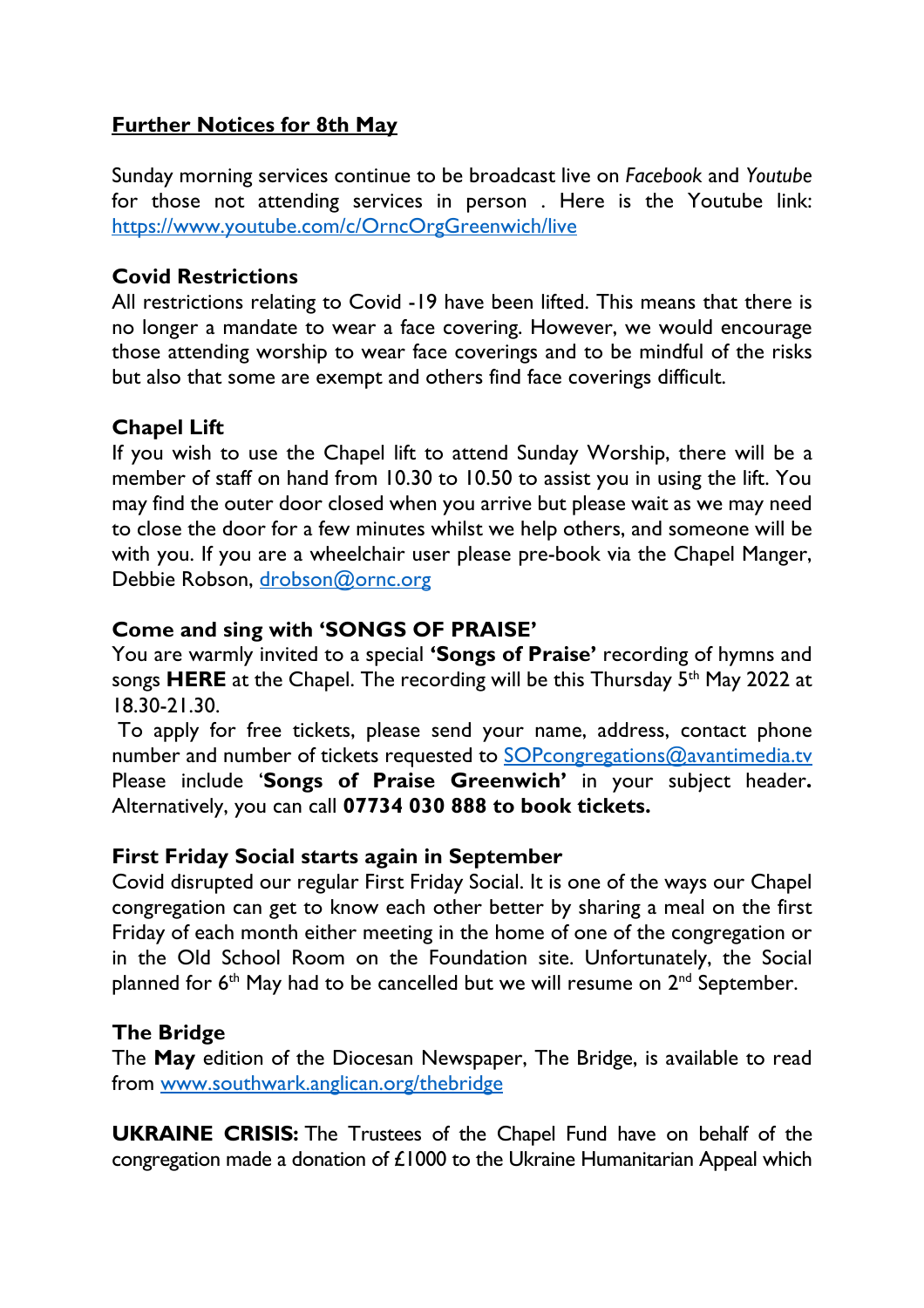## Further Notices for 8th May

Sunday morning services continue to be broadcast live on *Facebook* and *Youtube* for those not attending services in person . Here is the Youtube link: https://www.youtube.com/c/OrncOrgGreenwich/live

### Covid Restrictions

All restrictions relating to Covid -19 have been lifted. This means that there is no longer a mandate to wear a face covering. However, we would encourage those attending worship to wear face coverings and to be mindful of the risks but also that some are exempt and others find face coverings difficult.

### Chapel Lift

If you wish to use the Chapel lift to attend Sunday Worship, there will be a member of staff on hand from 10.30 to 10.50 to assist you in using the lift. You may find the outer door closed when you arrive but please wait as we may need to close the door for a few minutes whilst we help others, and someone will be with you. If you are a wheelchair user please pre-book via the Chapel Manger, Debbie Robson, drobson@ornc.org

### Come and sing with 'SONGS OF PRAISE'

You are warmly invited to a special **'Songs of Praise'** recording of hymns and songs **HERE** at the Chapel. The recording will be this Thursday 5th May 2022 at 18.30-21.30.

To apply for free tickets, please send your name, address, contact phone number and number of tickets requested to SOPcongregations@avantimedia.tv Please include '**Songs of Praise Greenwich'** in your subject header**.** Alternatively, you can call **07734 030 888 to book tickets.**

### First Friday Social starts again in September

Covid disrupted our regular First Friday Social. It is one of the ways our Chapel congregation can get to know each other better by sharing a meal on the first Friday of each month either meeting in the home of one of the congregation or in the Old School Room on the Foundation site. Unfortunately, the Social planned for 6th May had to be cancelled but we will resume on 2nd September.

### The Bridge

The **May** edition of the Diocesan Newspaper, The Bridge, is available to read from www.southwark.anglican.org/thebridge

**UKRAINE CRISIS:** The Trustees of the Chapel Fund have on behalf of the congregation made a donation of £1000 to the Ukraine Humanitarian Appeal which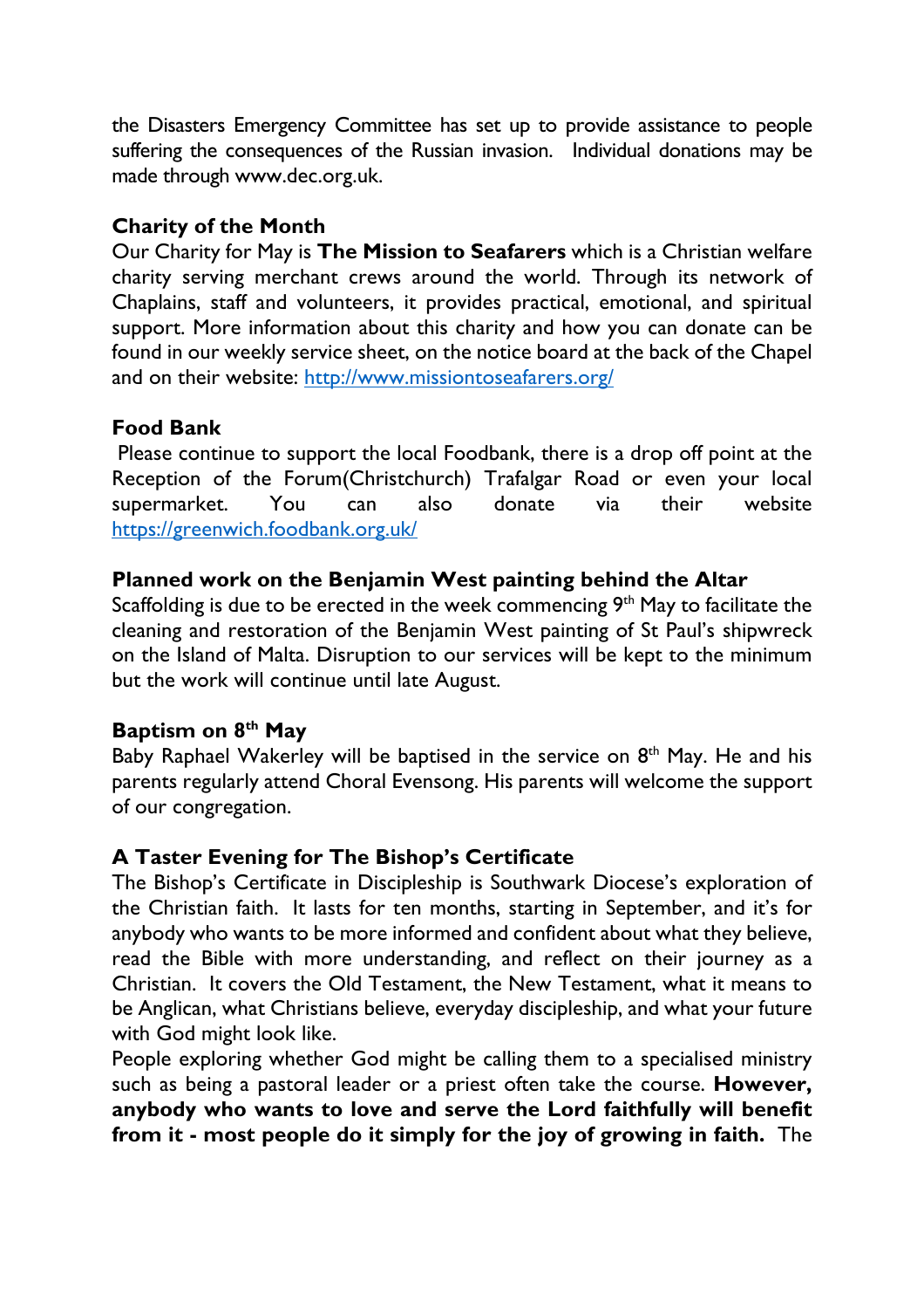the Disasters Emergency Committee has set up to provide assistance to people suffering the consequences of the Russian invasion. Individual donations may be made through www.dec.org.uk.

### Charity of the Month

Our Charity for May is **The Mission to Seafarers** which is a Christian welfare charity serving merchant crews around the world. Through its network of Chaplains, staff and volunteers, it provides practical, emotional, and spiritual support. More information about this charity and how you can donate can be found in our weekly service sheet, on the notice board at the back of the Chapel and on their website: [http://www.missiontoseafarers.org/](http://www.missiontoseafarers.org/)

### Food Bank

Please continue to support the local Foodbank, there is a drop off point at the Reception of the Forum(Christchurch) Trafalgar Road or even your local supermarket. You can also donate via their website [https://greenwich.foodbank.org.uk/](https://greenwich.foodbank.org.uk/)

### Planned work on the Benjamin West painting behind the Altar

Scaffolding is due to be erected in the week commencing 9th May to facilitate the cleaning and restoration of the Benjamin West painting of St Paul's shipwreck on the Island of Malta. Disruption to our services will be kept to the minimum but the work will continue until late August.

### Baptism on 8th May

Baby Raphael Wakerley will be baptised in the service on 8th May. He and his parents regularly attend Choral Evensong. His parents will welcome the support of our congregation.

### A Taster Evening for The Bishop's Certificate

The Bishop's Certificate in Discipleship is Southwark Diocese's exploration of the Christian faith. It lasts for ten months, starting in September, and it's for anybody who wants to be more informed and confident about what they believe, read the Bible with more understanding, and reflect on their journey as a Christian. It covers the Old Testament, the New Testament, what it means to be Anglican, what Christians believe, everyday discipleship, and what your future with God might look like.

People exploring whether God might be calling them to a specialised ministry such as being a pastoral leader or a priest often take the course. **However, anybody who wants to love and serve the Lord faithfully will benefit from it - most people do it simply for the joy of growing in faith.** The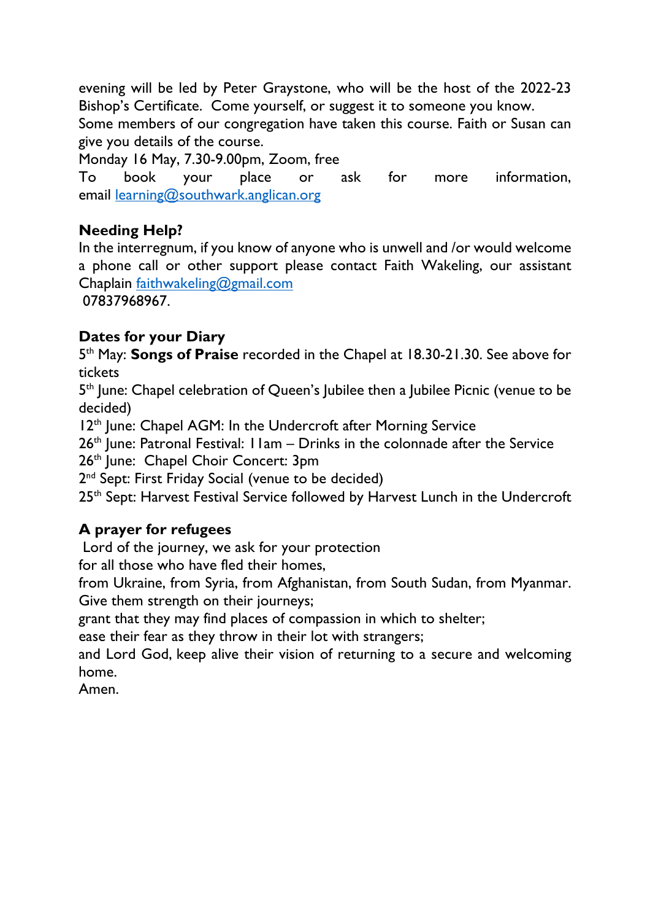evening will be led by Peter Graystone, who will be the host of the 2022-23 Bishop's Certificate. Come yourself, or suggest it to someone you know.
Some members of our congregation have taken this course. Faith or Susan can give you details of the course.
Monday 16 May, 7.30-9.00pm, Zoom, free
To book your place or ask for more information, email learning@southwark.anglican.org

### Needing Help?

In the interregnum, if you know of anyone who is unwell and /or would welcome a phone call or other support please contact Faith Wakeling, our assistant Chaplain faithwakeling@gmail.com
07837968967.

### Dates for your Diary

5th May: **Songs of Praise** recorded in the Chapel at 18.30-21.30. See above for tickets
5th June: Chapel celebration of Queen's Jubilee then a Jubilee Picnic (venue to be decided)
12th June: Chapel AGM: In the Undercroft after Morning Service
26th June: Patronal Festival: 11am – Drinks in the colonnade after the Service
26th June: Chapel Choir Concert: 3pm
2nd Sept: First Friday Social (venue to be decided)
25th Sept: Harvest Festival Service followed by Harvest Lunch in the Undercroft

### A prayer for refugees

Lord of the journey, we ask for your protection
for all those who have fled their homes,
from Ukraine, from Syria, from Afghanistan, from South Sudan, from Myanmar.
Give them strength on their journeys;
grant that they may find places of compassion in which to shelter;
ease their fear as they throw in their lot with strangers;
and Lord God, keep alive their vision of returning to a secure and welcoming home.
Amen.